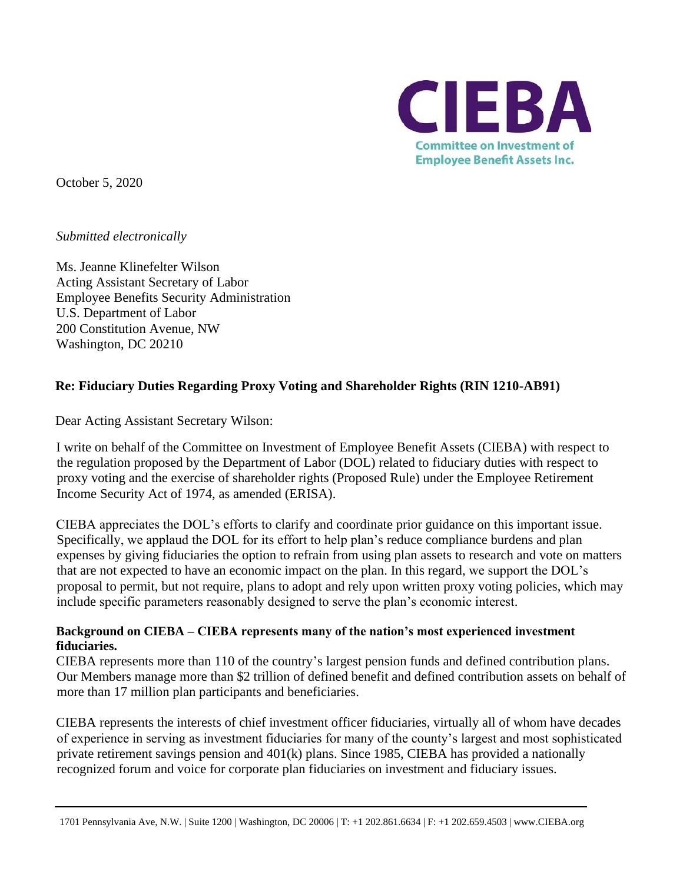**CIEBA**

**Committee on Investment of Employee Benefit Assets Inc.**

October 5, 2020

*Submitted electronically*

Ms. Jeanne Klinefelter Wilson
Acting Assistant Secretary of Labor
Employee Benefits Security Administration
U.S. Department of Labor
200 Constitution Avenue, NW
Washington, DC 20210

**Re: Fiduciary Duties Regarding Proxy Voting and Shareholder Rights (RIN 1210-AB91)**

Dear Acting Assistant Secretary Wilson:

I write on behalf of the Committee on Investment of Employee Benefit Assets (CIEBA) with respect to the regulation proposed by the Department of Labor (DOL) related to fiduciary duties with respect to proxy voting and the exercise of shareholder rights (Proposed Rule) under the Employee Retirement Income Security Act of 1974, as amended (ERISA).

CIEBA appreciates the DOL's efforts to clarify and coordinate prior guidance on this important issue. Specifically, we applaud the DOL for its effort to help plan's reduce compliance burdens and plan expenses by giving fiduciaries the option to refrain from using plan assets to research and vote on matters that are not expected to have an economic impact on the plan. In this regard, we support the DOL's proposal to permit, but not require, plans to adopt and rely upon written proxy voting policies, which may include specific parameters reasonably designed to serve the plan's economic interest.

**Background on CIEBA – CIEBA represents many of the nation's most experienced investment fiduciaries.**

CIEBA represents more than 110 of the country's largest pension funds and defined contribution plans. Our Members manage more than $2 trillion of defined benefit and defined contribution assets on behalf of more than 17 million plan participants and beneficiaries.

CIEBA represents the interests of chief investment officer fiduciaries, virtually all of whom have decades of experience in serving as investment fiduciaries for many of the county's largest and most sophisticated private retirement savings pension and 401(k) plans. Since 1985, CIEBA has provided a nationally recognized forum and voice for corporate plan fiduciaries on investment and fiduciary issues.

1701 Pennsylvania Ave, N.W. | Suite 1200 | Washington, DC 20006 | T: +1 202.861.6634 | F: +1 202.659.4503 | www.CIEBA.org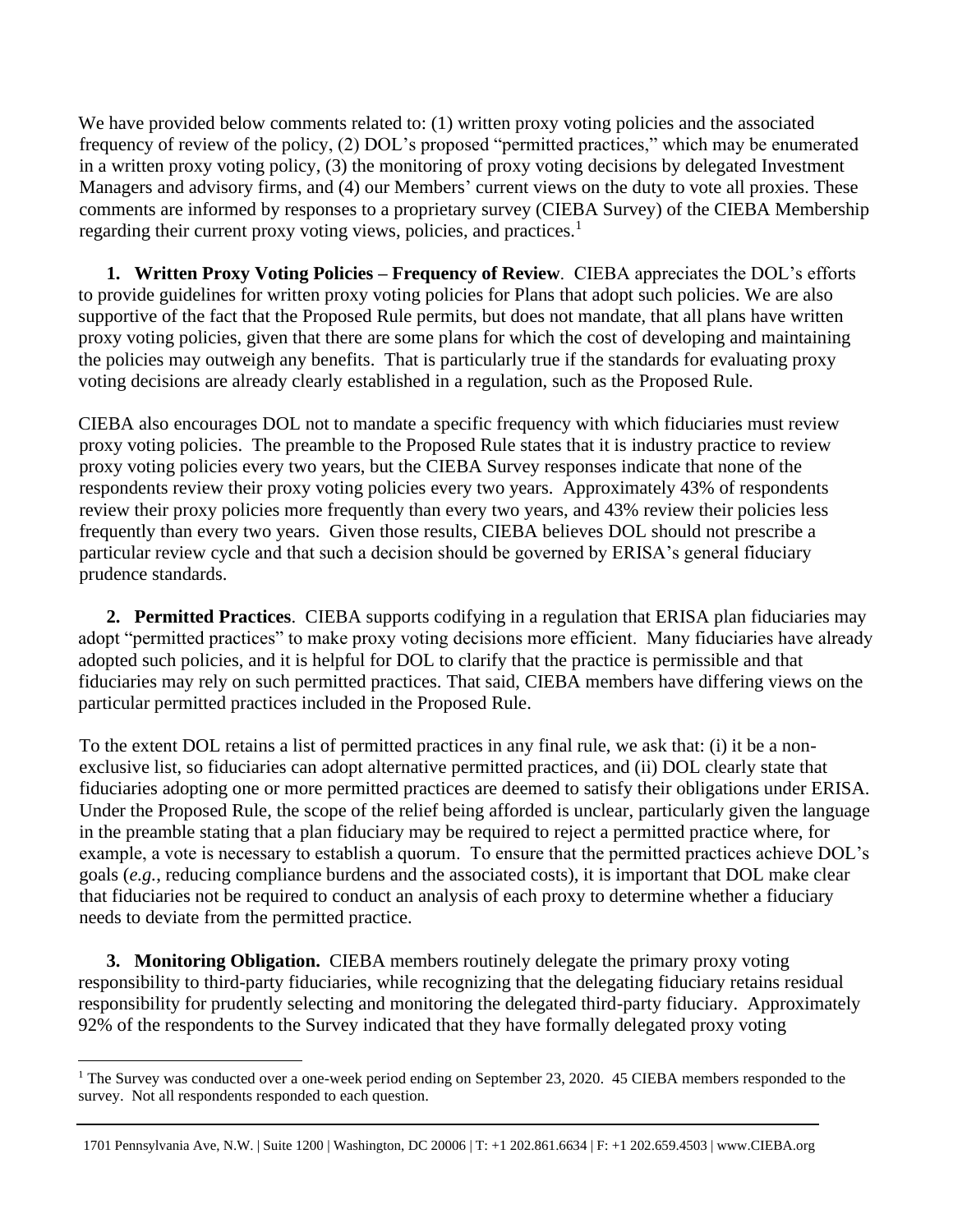We have provided below comments related to: (1) written proxy voting policies and the associated frequency of review of the policy, (2) DOL's proposed "permitted practices," which may be enumerated in a written proxy voting policy, (3) the monitoring of proxy voting decisions by delegated Investment Managers and advisory firms, and (4) our Members' current views on the duty to vote all proxies. These comments are informed by responses to a proprietary survey (CIEBA Survey) of the CIEBA Membership regarding their current proxy voting views, policies, and practices.[1]

**1. Written Proxy Voting Policies – Frequency of Review**. CIEBA appreciates the DOL's efforts to provide guidelines for written proxy voting policies for Plans that adopt such policies. We are also supportive of the fact that the Proposed Rule permits, but does not mandate, that all plans have written proxy voting policies, given that there are some plans for which the cost of developing and maintaining the policies may outweigh any benefits. That is particularly true if the standards for evaluating proxy voting decisions are already clearly established in a regulation, such as the Proposed Rule.

CIEBA also encourages DOL not to mandate a specific frequency with which fiduciaries must review proxy voting policies. The preamble to the Proposed Rule states that it is industry practice to review proxy voting policies every two years, but the CIEBA Survey responses indicate that none of the respondents review their proxy voting policies every two years. Approximately 43% of respondents review their proxy policies more frequently than every two years, and 43% review their policies less frequently than every two years. Given those results, CIEBA believes DOL should not prescribe a particular review cycle and that such a decision should be governed by ERISA's general fiduciary prudence standards.

**2. Permitted Practices**. CIEBA supports codifying in a regulation that ERISA plan fiduciaries may adopt "permitted practices" to make proxy voting decisions more efficient. Many fiduciaries have already adopted such policies, and it is helpful for DOL to clarify that the practice is permissible and that fiduciaries may rely on such permitted practices. That said, CIEBA members have differing views on the particular permitted practices included in the Proposed Rule.

To the extent DOL retains a list of permitted practices in any final rule, we ask that: (i) it be a non-exclusive list, so fiduciaries can adopt alternative permitted practices, and (ii) DOL clearly state that fiduciaries adopting one or more permitted practices are deemed to satisfy their obligations under ERISA. Under the Proposed Rule, the scope of the relief being afforded is unclear, particularly given the language in the preamble stating that a plan fiduciary may be required to reject a permitted practice where, for example, a vote is necessary to establish a quorum. To ensure that the permitted practices achieve DOL's goals (*e.g.*, reducing compliance burdens and the associated costs), it is important that DOL make clear that fiduciaries not be required to conduct an analysis of each proxy to determine whether a fiduciary needs to deviate from the permitted practice.

**3. Monitoring Obligation.** CIEBA members routinely delegate the primary proxy voting responsibility to third-party fiduciaries, while recognizing that the delegating fiduciary retains residual responsibility for prudently selecting and monitoring the delegated third-party fiduciary. Approximately 92% of the respondents to the Survey indicated that they have formally delegated proxy voting

[1] The Survey was conducted over a one-week period ending on September 23, 2020. 45 CIEBA members responded to the survey. Not all respondents responded to each question.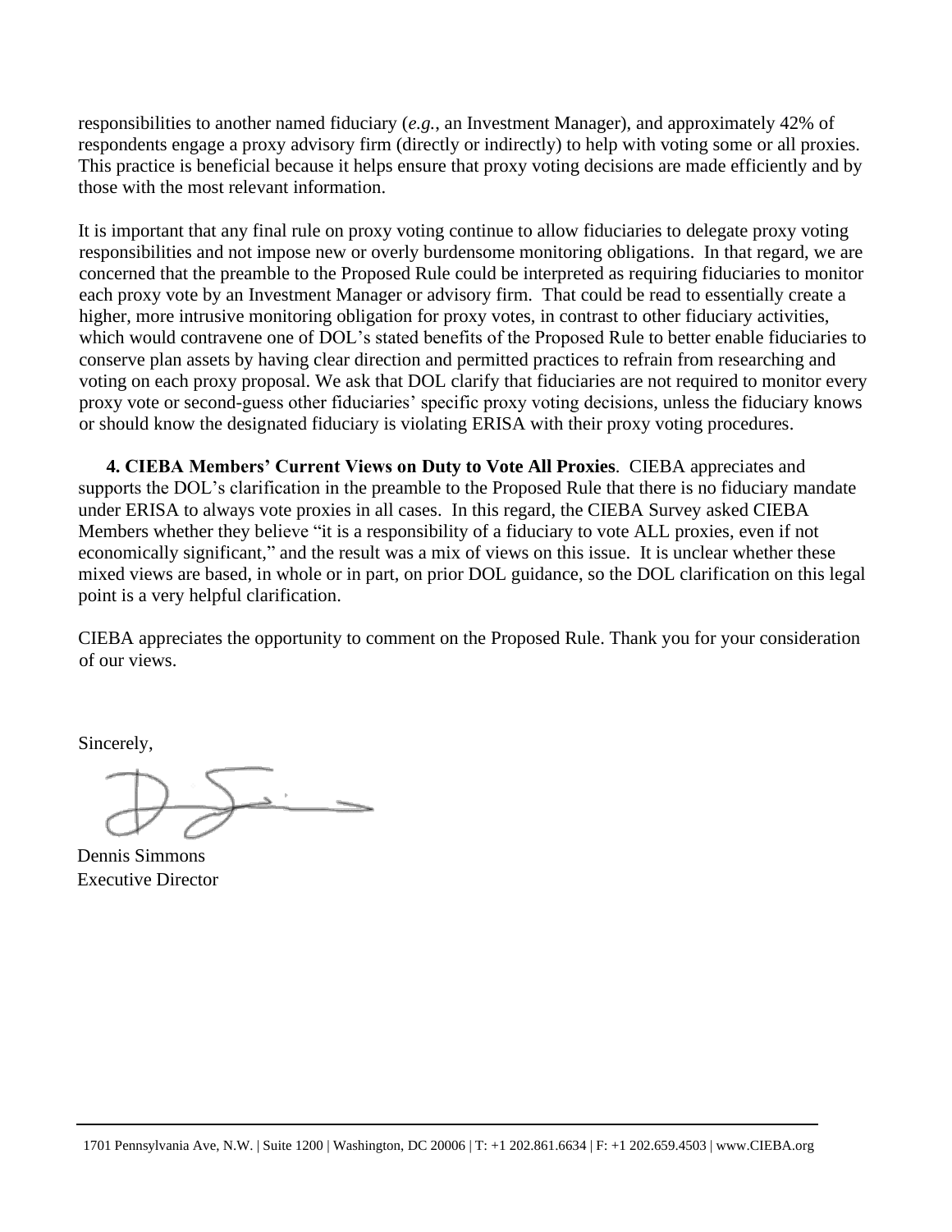responsibilities to another named fiduciary (*e.g.*, an Investment Manager), and approximately 42% of respondents engage a proxy advisory firm (directly or indirectly) to help with voting some or all proxies. This practice is beneficial because it helps ensure that proxy voting decisions are made efficiently and by those with the most relevant information.

It is important that any final rule on proxy voting continue to allow fiduciaries to delegate proxy voting responsibilities and not impose new or overly burdensome monitoring obligations. In that regard, we are concerned that the preamble to the Proposed Rule could be interpreted as requiring fiduciaries to monitor each proxy vote by an Investment Manager or advisory firm. That could be read to essentially create a higher, more intrusive monitoring obligation for proxy votes, in contrast to other fiduciary activities, which would contravene one of DOL's stated benefits of the Proposed Rule to better enable fiduciaries to conserve plan assets by having clear direction and permitted practices to refrain from researching and voting on each proxy proposal. We ask that DOL clarify that fiduciaries are not required to monitor every proxy vote or second-guess other fiduciaries' specific proxy voting decisions, unless the fiduciary knows or should know the designated fiduciary is violating ERISA with their proxy voting procedures.

**4. CIEBA Members' Current Views on Duty to Vote All Proxies**. CIEBA appreciates and supports the DOL's clarification in the preamble to the Proposed Rule that there is no fiduciary mandate under ERISA to always vote proxies in all cases. In this regard, the CIEBA Survey asked CIEBA Members whether they believe "it is a responsibility of a fiduciary to vote ALL proxies, even if not economically significant," and the result was a mix of views on this issue. It is unclear whether these mixed views are based, in whole or in part, on prior DOL guidance, so the DOL clarification on this legal point is a very helpful clarification.

CIEBA appreciates the opportunity to comment on the Proposed Rule. Thank you for your consideration of our views.

Sincerely,

Dennis Simmons
Executive Director